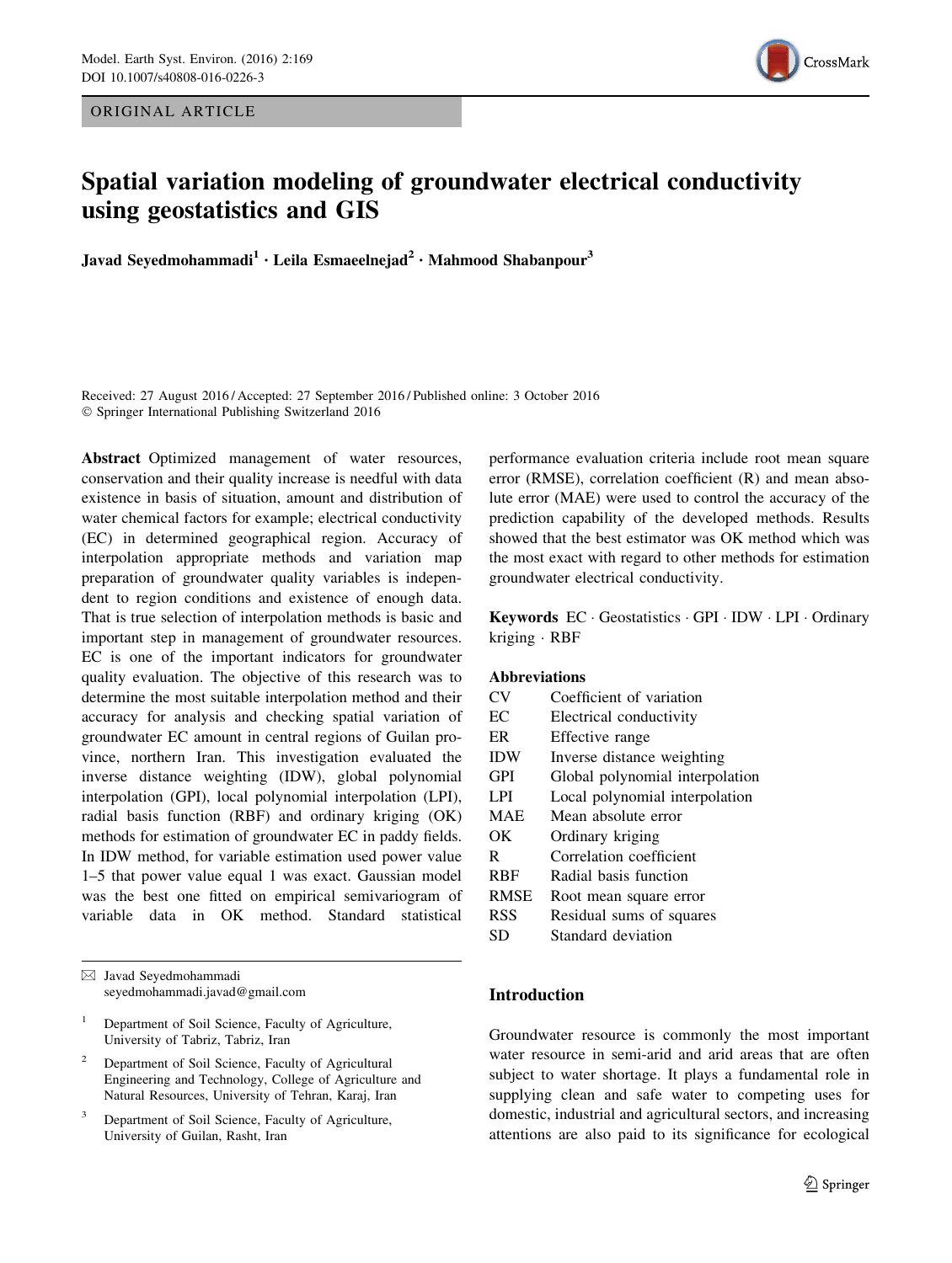ORIGINAL ARTICLE

# Spatial variation modeling of groundwater electrical conductivity using geostatistics and GIS

**Javad Seyedmohammadi[1] · Leila Esmaeelnejad[2] · Mahmood Shabanpour[3]**

Received: 27 August 2016 / Accepted: 27 September 2016 / Published online: 3 October 2016
© Springer International Publishing Switzerland 2016

**Abstract** Optimized management of water resources, conservation and their quality increase is needful with data existence in basis of situation, amount and distribution of water chemical factors for example; electrical conductivity (EC) in determined geographical region. Accuracy of interpolation appropriate methods and variation map preparation of groundwater quality variables is independent to region conditions and existence of enough data. That is true selection of interpolation methods is basic and important step in management of groundwater resources. EC is one of the important indicators for groundwater quality evaluation. The objective of this research was to determine the most suitable interpolation method and their accuracy for analysis and checking spatial variation of groundwater EC amount in central regions of Guilan province, northern Iran. This investigation evaluated the inverse distance weighting (IDW), global polynomial interpolation (GPI), local polynomial interpolation (LPI), radial basis function (RBF) and ordinary kriging (OK) methods for estimation of groundwater EC in paddy fields. In IDW method, for variable estimation used power value 1–5 that power value equal 1 was exact. Gaussian model was the best one fitted on empirical semivariogram of variable data in OK method. Standard statistical performance evaluation criteria include root mean square error (RMSE), correlation coefficient (R) and mean absolute error (MAE) were used to control the accuracy of the prediction capability of the developed methods. Results showed that the best estimator was OK method which was the most exact with regard to other methods for estimation groundwater electrical conductivity.

**Keywords** EC · Geostatistics · GPI · IDW · LPI · Ordinary kriging · RBF

**Abbreviations**

| | |
|---|---|
| CV | Coefficient of variation |
| EC | Electrical conductivity |
| ER | Effective range |
| IDW | Inverse distance weighting |
| GPI | Global polynomial interpolation |
| LPI | Local polynomial interpolation |
| MAE | Mean absolute error |
| OK | Ordinary kriging |
| R | Correlation coefficient |
| RBF | Radial basis function |
| RMSE | Root mean square error |
| RSS | Residual sums of squares |
| SD | Standard deviation |

✉ Javad Seyedmohammadi
seyedmohammadi.javad@gmail.com

[1] Department of Soil Science, Faculty of Agriculture, University of Tabriz, Tabriz, Iran

[2] Department of Soil Science, Faculty of Agricultural Engineering and Technology, College of Agriculture and Natural Resources, University of Tehran, Karaj, Iran

[3] Department of Soil Science, Faculty of Agriculture, University of Guilan, Rasht, Iran

## Introduction

Groundwater resource is commonly the most important water resource in semi-arid and arid areas that are often subject to water shortage. It plays a fundamental role in supplying clean and safe water to competing uses for domestic, industrial and agricultural sectors, and increasing attentions are also paid to its significance for ecological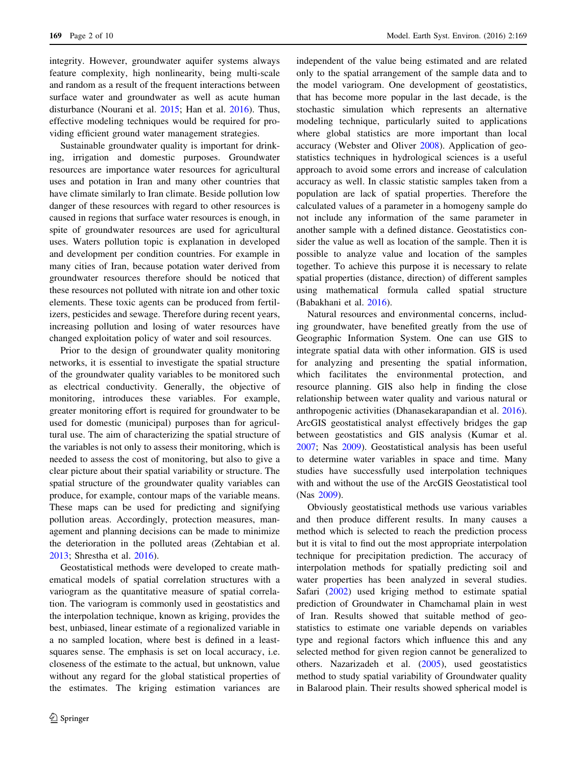integrity. However, groundwater aquifer systems always feature complexity, high nonlinearity, being multi-scale and random as a result of the frequent interactions between surface water and groundwater as well as acute human disturbance (Nourani et al. 2015; Han et al. 2016). Thus, effective modeling techniques would be required for providing efficient ground water management strategies.

Sustainable groundwater quality is important for drinking, irrigation and domestic purposes. Groundwater resources are importance water resources for agricultural uses and potation in Iran and many other countries that have climate similarly to Iran climate. Beside pollution low danger of these resources with regard to other resources is caused in regions that surface water resources is enough, in spite of groundwater resources are used for agricultural uses. Waters pollution topic is explanation in developed and development per condition countries. For example in many cities of Iran, because potation water derived from groundwater resources therefore should be noticed that these resources not polluted with nitrate ion and other toxic elements. These toxic agents can be produced from fertilizers, pesticides and sewage. Therefore during recent years, increasing pollution and losing of water resources have changed exploitation policy of water and soil resources.

Prior to the design of groundwater quality monitoring networks, it is essential to investigate the spatial structure of the groundwater quality variables to be monitored such as electrical conductivity. Generally, the objective of monitoring, introduces these variables. For example, greater monitoring effort is required for groundwater to be used for domestic (municipal) purposes than for agricultural use. The aim of characterizing the spatial structure of the variables is not only to assess their monitoring, which is needed to assess the cost of monitoring, but also to give a clear picture about their spatial variability or structure. The spatial structure of the groundwater quality variables can produce, for example, contour maps of the variable means. These maps can be used for predicting and signifying pollution areas. Accordingly, protection measures, management and planning decisions can be made to minimize the deterioration in the polluted areas (Zehtabian et al. 2013; Shrestha et al. 2016).

Geostatistical methods were developed to create mathematical models of spatial correlation structures with a variogram as the quantitative measure of spatial correlation. The variogram is commonly used in geostatistics and the interpolation technique, known as kriging, provides the best, unbiased, linear estimate of a regionalized variable in a no sampled location, where best is defined in a least-squares sense. The emphasis is set on local accuracy, i.e. closeness of the estimate to the actual, but unknown, value without any regard for the global statistical properties of the estimates. The kriging estimation variances are independent of the value being estimated and are related only to the spatial arrangement of the sample data and to the model variogram. One development of geostatistics, that has become more popular in the last decade, is the stochastic simulation which represents an alternative modeling technique, particularly suited to applications where global statistics are more important than local accuracy (Webster and Oliver 2008). Application of geostatistics techniques in hydrological sciences is a useful approach to avoid some errors and increase of calculation accuracy as well. In classic statistic samples taken from a population are lack of spatial properties. Therefore the calculated values of a parameter in a homogeny sample do not include any information of the same parameter in another sample with a defined distance. Geostatistics consider the value as well as location of the sample. Then it is possible to analyze value and location of the samples together. To achieve this purpose it is necessary to relate spatial properties (distance, direction) of different samples using mathematical formula called spatial structure (Babakhani et al. 2016).

Natural resources and environmental concerns, including groundwater, have benefited greatly from the use of Geographic Information System. One can use GIS to integrate spatial data with other information. GIS is used for analyzing and presenting the spatial information, which facilitates the environmental protection, and resource planning. GIS also help in finding the close relationship between water quality and various natural or anthropogenic activities (Dhanasekarapandian et al. 2016). ArcGIS geostatistical analyst effectively bridges the gap between geostatistics and GIS analysis (Kumar et al. 2007; Nas 2009). Geostatistical analysis has been useful to determine water variables in space and time. Many studies have successfully used interpolation techniques with and without the use of the ArcGIS Geostatistical tool (Nas 2009).

Obviously geostatistical methods use various variables and then produce different results. In many causes a method which is selected to reach the prediction process but it is vital to find out the most appropriate interpolation technique for precipitation prediction. The accuracy of interpolation methods for spatially predicting soil and water properties has been analyzed in several studies. Safari (2002) used kriging method to estimate spatial prediction of Groundwater in Chamchamal plain in west of Iran. Results showed that suitable method of geostatistics to estimate one variable depends on variables type and regional factors which influence this and any selected method for given region cannot be generalized to others. Nazarizadeh et al. (2005), used geostatistics method to study spatial variability of Groundwater quality in Balarood plain. Their results showed spherical model is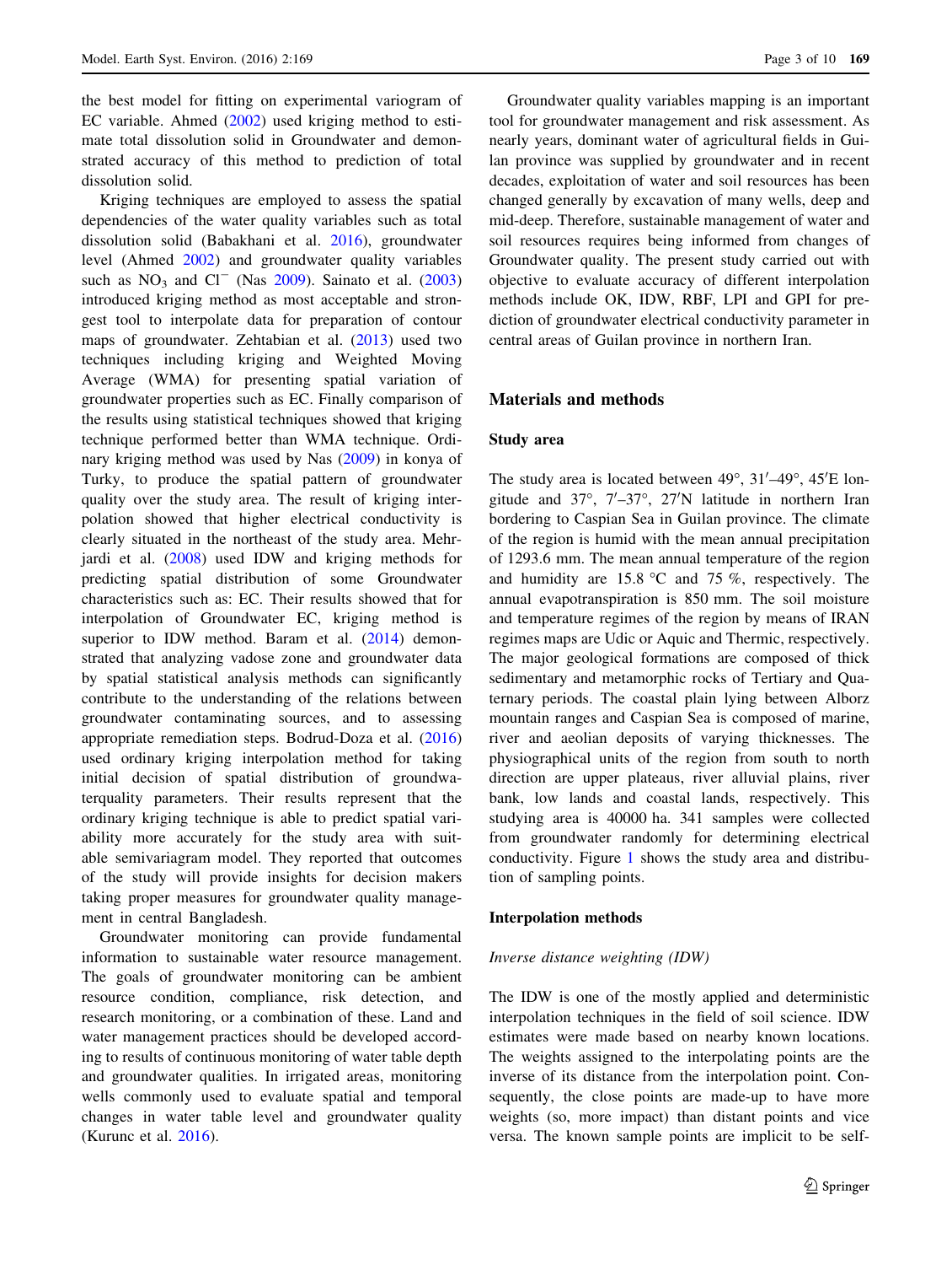the best model for fitting on experimental variogram of EC variable. Ahmed (2002) used kriging method to estimate total dissolution solid in Groundwater and demonstrated accuracy of this method to prediction of total dissolution solid.

Kriging techniques are employed to assess the spatial dependencies of the water quality variables such as total dissolution solid (Babakhani et al. 2016), groundwater level (Ahmed 2002) and groundwater quality variables such as $NO_3$ and $Cl^-$ (Nas 2009). Sainato et al. (2003) introduced kriging method as most acceptable and strongest tool to interpolate data for preparation of contour maps of groundwater. Zehtabian et al. (2013) used two techniques including kriging and Weighted Moving Average (WMA) for presenting spatial variation of groundwater properties such as EC. Finally comparison of the results using statistical techniques showed that kriging technique performed better than WMA technique. Ordinary kriging method was used by Nas (2009) in konya of Turky, to produce the spatial pattern of groundwater quality over the study area. The result of kriging interpolation showed that higher electrical conductivity is clearly situated in the northeast of the study area. Mehrjardi et al. (2008) used IDW and kriging methods for predicting spatial distribution of some Groundwater characteristics such as: EC. Their results showed that for interpolation of Groundwater EC, kriging method is superior to IDW method. Baram et al. (2014) demonstrated that analyzing vadose zone and groundwater data by spatial statistical analysis methods can significantly contribute to the understanding of the relations between groundwater contaminating sources, and to assessing appropriate remediation steps. Bodrud-Doza et al. (2016) used ordinary kriging interpolation method for taking initial decision of spatial distribution of groundwaterquality parameters. Their results represent that the ordinary kriging technique is able to predict spatial variability more accurately for the study area with suitable semivariagram model. They reported that outcomes of the study will provide insights for decision makers taking proper measures for groundwater quality management in central Bangladesh.

Groundwater monitoring can provide fundamental information to sustainable water resource management. The goals of groundwater monitoring can be ambient resource condition, compliance, risk detection, and research monitoring, or a combination of these. Land and water management practices should be developed according to results of continuous monitoring of water table depth and groundwater qualities. In irrigated areas, monitoring wells commonly used to evaluate spatial and temporal changes in water table level and groundwater quality (Kurunc et al. 2016).

Groundwater quality variables mapping is an important tool for groundwater management and risk assessment. As nearly years, dominant water of agricultural fields in Guilan province was supplied by groundwater and in recent decades, exploitation of water and soil resources has been changed generally by excavation of many wells, deep and mid-deep. Therefore, sustainable management of water and soil resources requires being informed from changes of Groundwater quality. The present study carried out with objective to evaluate accuracy of different interpolation methods include OK, IDW, RBF, LPI and GPI for prediction of groundwater electrical conductivity parameter in central areas of Guilan province in northern Iran.

## Materials and methods

### Study area

The study area is located between 49°, 31′–49°, 45′E longitude and 37°, 7′–37°, 27′N latitude in northern Iran bordering to Caspian Sea in Guilan province. The climate of the region is humid with the mean annual precipitation of 1293.6 mm. The mean annual temperature of the region and humidity are 15.8 °C and 75 %, respectively. The annual evapotranspiration is 850 mm. The soil moisture and temperature regimes of the region by means of IRAN regimes maps are Udic or Aquic and Thermic, respectively. The major geological formations are composed of thick sedimentary and metamorphic rocks of Tertiary and Quaternary periods. The coastal plain lying between Alborz mountain ranges and Caspian Sea is composed of marine, river and aeolian deposits of varying thicknesses. The physiographical units of the region from south to north direction are upper plateaus, river alluvial plains, river bank, low lands and coastal lands, respectively. This studying area is 40000 ha. 341 samples were collected from groundwater randomly for determining electrical conductivity. Figure 1 shows the study area and distribution of sampling points.

### Interpolation methods

*Inverse distance weighting (IDW)*

The IDW is one of the mostly applied and deterministic interpolation techniques in the field of soil science. IDW estimates were made based on nearby known locations. The weights assigned to the interpolating points are the inverse of its distance from the interpolation point. Consequently, the close points are made-up to have more weights (so, more impact) than distant points and vice versa. The known sample points are implicit to be self-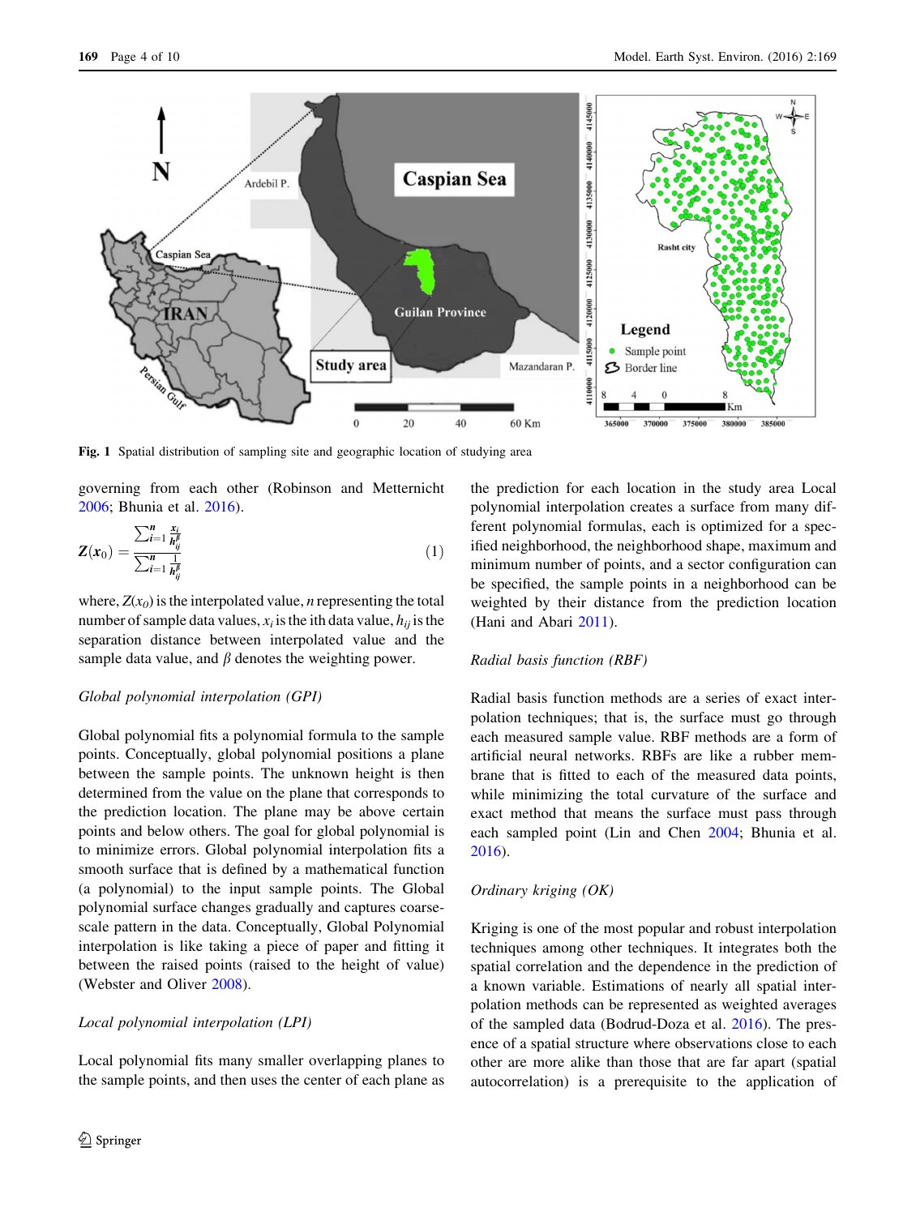Fig. 1 Spatial distribution of sampling site and geographic location of studying area

governing from each other (Robinson and Metternicht 2006; Bhunia et al. 2016).

$$Z(x_0) = \frac{\sum_{i=1}^{n} \frac{x_i}{h_{ij}^{\beta}}}{\sum_{i=1}^{n} \frac{1}{h_{ij}^{\beta}}} \quad (1)$$

where, $Z(x_0)$ is the interpolated value, $n$ representing the total number of sample data values, $x_i$ is the ith data value, $h_{ij}$ is the separation distance between interpolated value and the sample data value, and $\beta$ denotes the weighting power.

*Global polynomial interpolation (GPI)*

Global polynomial fits a polynomial formula to the sample points. Conceptually, global polynomial positions a plane between the sample points. The unknown height is then determined from the value on the plane that corresponds to the prediction location. The plane may be above certain points and below others. The goal for global polynomial is to minimize errors. Global polynomial interpolation fits a smooth surface that is defined by a mathematical function (a polynomial) to the input sample points. The Global polynomial surface changes gradually and captures coarse-scale pattern in the data. Conceptually, Global Polynomial interpolation is like taking a piece of paper and fitting it between the raised points (raised to the height of value) (Webster and Oliver 2008).

*Local polynomial interpolation (LPI)*

Local polynomial fits many smaller overlapping planes to the sample points, and then uses the center of each plane as the prediction for each location in the study area Local polynomial interpolation creates a surface from many different polynomial formulas, each is optimized for a specified neighborhood, the neighborhood shape, maximum and minimum number of points, and a sector configuration can be specified, the sample points in a neighborhood can be weighted by their distance from the prediction location (Hani and Abari 2011).

*Radial basis function (RBF)*

Radial basis function methods are a series of exact interpolation techniques; that is, the surface must go through each measured sample value. RBF methods are a form of artificial neural networks. RBFs are like a rubber membrane that is fitted to each of the measured data points, while minimizing the total curvature of the surface and exact method that means the surface must pass through each sampled point (Lin and Chen 2004; Bhunia et al. 2016).

*Ordinary kriging (OK)*

Kriging is one of the most popular and robust interpolation techniques among other techniques. It integrates both the spatial correlation and the dependence in the prediction of a known variable. Estimations of nearly all spatial interpolation methods can be represented as weighted averages of the sampled data (Bodrud-Doza et al. 2016). The presence of a spatial structure where observations close to each other are more alike than those that are far apart (spatial autocorrelation) is a prerequisite to the application of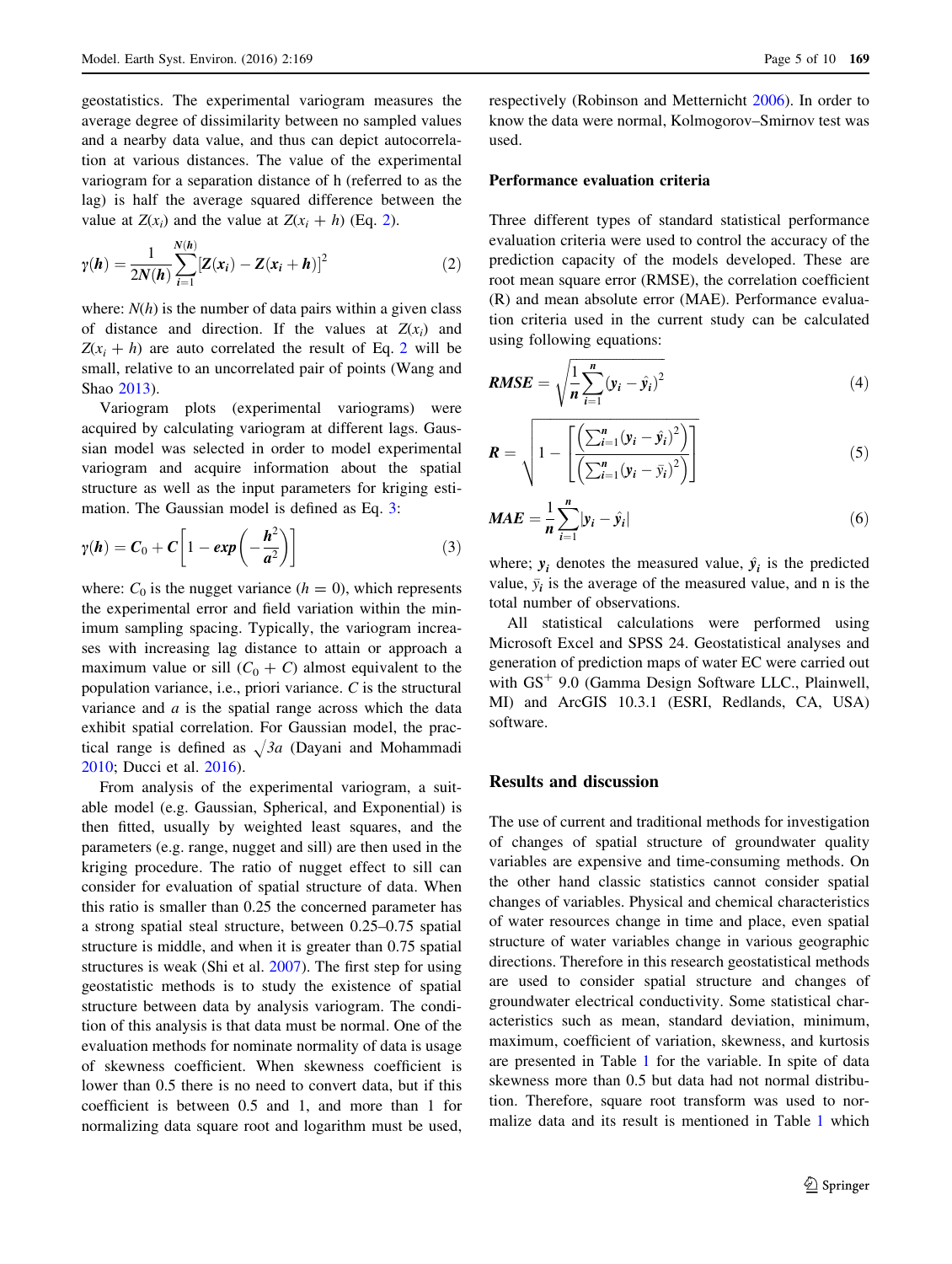geostatistics. The experimental variogram measures the average degree of dissimilarity between no sampled values and a nearby data value, and thus can depict autocorrelation at various distances. The value of the experimental variogram for a separation distance of h (referred to as the lag) is half the average squared difference between the value at $Z(x_i)$ and the value at $Z(x_i + h)$ (Eq. 2).

$$\gamma(\boldsymbol{h}) = \frac{1}{2N(\boldsymbol{h})}\sum_{i=1}^{N(\boldsymbol{h})}[\boldsymbol{Z}(\boldsymbol{x}_i) - \boldsymbol{Z}(\boldsymbol{x}_i + \boldsymbol{h})]^2 \tag{2}$$

where: $N(h)$ is the number of data pairs within a given class of distance and direction. If the values at $Z(x_i)$ and $Z(x_i + h)$ are auto correlated the result of Eq. 2 will be small, relative to an uncorrelated pair of points (Wang and Shao 2013).

Variogram plots (experimental variograms) were acquired by calculating variogram at different lags. Gaussian model was selected in order to model experimental variogram and acquire information about the spatial structure as well as the input parameters for kriging estimation. The Gaussian model is defined as Eq. 3:

$$\gamma(\boldsymbol{h}) = \boldsymbol{C}_0 + \boldsymbol{C}\left[1 - \boldsymbol{exp}\left(-\frac{\boldsymbol{h}^2}{\boldsymbol{a}^2}\right)\right] \tag{3}$$

where: $C_0$ is the nugget variance ($h = 0$), which represents the experimental error and field variation within the minimum sampling spacing. Typically, the variogram increases with increasing lag distance to attain or approach a maximum value or sill ($C_0 + C$) almost equivalent to the population variance, i.e., priori variance. $C$ is the structural variance and $a$ is the spatial range across which the data exhibit spatial correlation. For Gaussian model, the practical range is defined as $\sqrt{3}a$ (Dayani and Mohammadi 2010; Ducci et al. 2016).

From analysis of the experimental variogram, a suitable model (e.g. Gaussian, Spherical, and Exponential) is then fitted, usually by weighted least squares, and the parameters (e.g. range, nugget and sill) are then used in the kriging procedure. The ratio of nugget effect to sill can consider for evaluation of spatial structure of data. When this ratio is smaller than 0.25 the concerned parameter has a strong spatial steal structure, between 0.25–0.75 spatial structure is middle, and when it is greater than 0.75 spatial structures is weak (Shi et al. 2007). The first step for using geostatistic methods is to study the existence of spatial structure between data by analysis variogram. The condition of this analysis is that data must be normal. One of the evaluation methods for nominate normality of data is usage of skewness coefficient. When skewness coefficient is lower than 0.5 there is no need to convert data, but if this coefficient is between 0.5 and 1, and more than 1 for normalizing data square root and logarithm must be used, respectively (Robinson and Metternicht 2006). In order to know the data were normal, Kolmogorov–Smirnov test was used.

### Performance evaluation criteria

Three different types of standard statistical performance evaluation criteria were used to control the accuracy of the prediction capacity of the models developed. These are root mean square error (RMSE), the correlation coefficient (R) and mean absolute error (MAE). Performance evaluation criteria used in the current study can be calculated using following equations:

$$\boldsymbol{RMSE} = \sqrt{\frac{1}{\boldsymbol{n}}\sum_{i=1}^{n}(\boldsymbol{y}_i - \hat{\boldsymbol{y}}_i)^2} \tag{4}$$

$$\boldsymbol{R} = \sqrt{1 - \left[\frac{\left(\sum_{i=1}^{n}(\boldsymbol{y}_i - \hat{\boldsymbol{y}}_i)^2\right)}{\left(\sum_{i=1}^{n}(\boldsymbol{y}_i - \bar{\boldsymbol{y}}_i)^2\right)}\right]} \tag{5}$$

$$\boldsymbol{MAE} = \frac{1}{\boldsymbol{n}}\sum_{i=1}^{n}|\boldsymbol{y}_i - \hat{\boldsymbol{y}}_i| \tag{6}$$

where; $y_i$ denotes the measured value, $\hat{y}_i$ is the predicted value, $\bar{y}_i$ is the average of the measured value, and n is the total number of observations.

All statistical calculations were performed using Microsoft Excel and SPSS 24. Geostatistical analyses and generation of prediction maps of water EC were carried out with $GS^{+}$ 9.0 (Gamma Design Software LLC., Plainwell, MI) and ArcGIS 10.3.1 (ESRI, Redlands, CA, USA) software.

## Results and discussion

The use of current and traditional methods for investigation of changes of spatial structure of groundwater quality variables are expensive and time-consuming methods. On the other hand classic statistics cannot consider spatial changes of variables. Physical and chemical characteristics of water resources change in time and place, even spatial structure of water variables change in various geographic directions. Therefore in this research geostatistical methods are used to consider spatial structure and changes of groundwater electrical conductivity. Some statistical characteristics such as mean, standard deviation, minimum, maximum, coefficient of variation, skewness, and kurtosis are presented in Table 1 for the variable. In spite of data skewness more than 0.5 but data had not normal distribution. Therefore, square root transform was used to normalize data and its result is mentioned in Table 1 which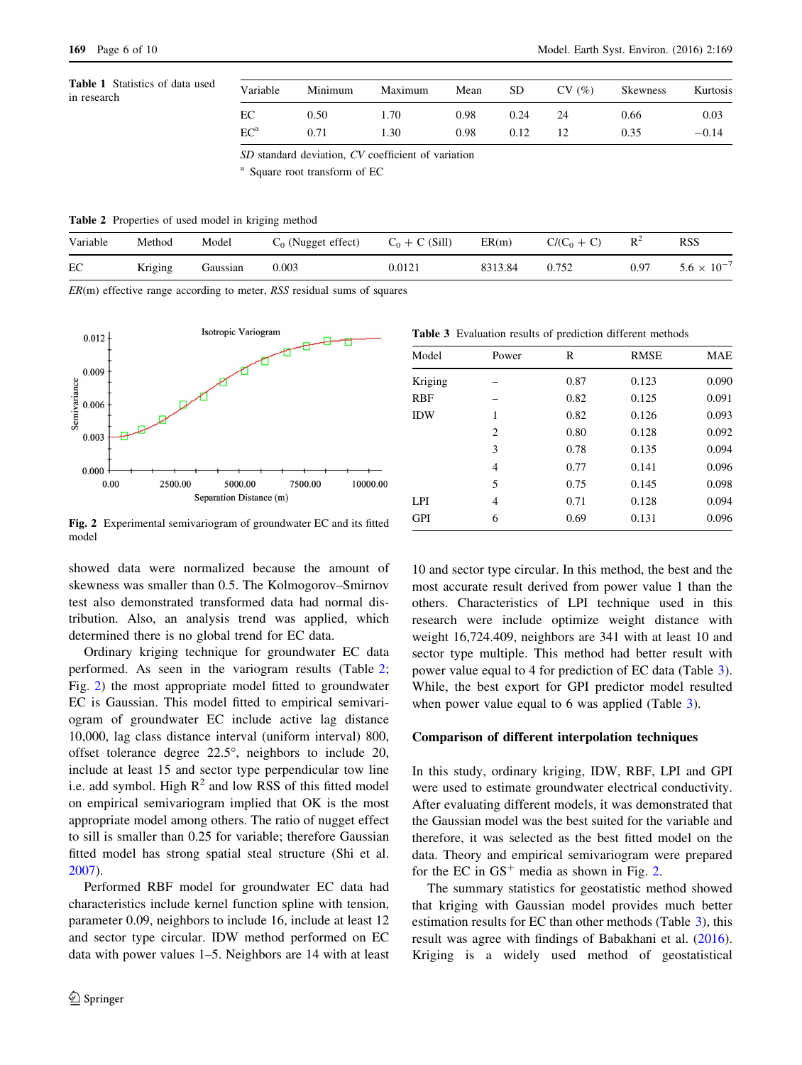**Table 1** Statistics of data used in research

| Variable | Minimum | Maximum | Mean | SD | CV (%) | Skewness | Kurtosis |
|---|---|---|---|---|---|---|---|
| EC | 0.50 | 1.70 | 0.98 | 0.24 | 24 | 0.66 | 0.03 |
| EC[a] | 0.71 | 1.30 | 0.98 | 0.12 | 12 | 0.35 | −0.14 |

*SD* standard deviation, *CV* coefficient of variation

[a] Square root transform of EC

**Table 2** Properties of used model in kriging method

| Variable | Method | Model | $C_0$ (Nugget effect) | $C_0 + C$ (Sill) | ER(m) | $C/(C_0 + C)$ | $R^2$ | RSS |
|---|---|---|---|---|---|---|---|---|
| EC | Kriging | Gaussian | 0.003 | 0.0121 | 8313.84 | 0.752 | 0.97 | $5.6 \times 10^{-7}$ |

*ER*(m) effective range according to meter, *RSS* residual sums of squares

**Fig. 2** Experimental semivariogram of groundwater EC and its fitted model

showed data were normalized because the amount of skewness was smaller than 0.5. The Kolmogorov–Smirnov test also demonstrated transformed data had normal distribution. Also, an analysis trend was applied, which determined there is no global trend for EC data.

Ordinary kriging technique for groundwater EC data performed. As seen in the variogram results (Table 2; Fig. 2) the most appropriate model fitted to groundwater EC is Gaussian. This model fitted to empirical semivariogram of groundwater EC include active lag distance 10,000, lag class distance interval (uniform interval) 800, offset tolerance degree 22.5°, neighbors to include 20, include at least 15 and sector type perpendicular tow line i.e. add symbol. High $R^2$ and low RSS of this fitted model on empirical semivariogram implied that OK is the most appropriate model among others. The ratio of nugget effect to sill is smaller than 0.25 for variable; therefore Gaussian fitted model has strong spatial steal structure (Shi et al. 2007).

Performed RBF model for groundwater EC data had characteristics include kernel function spline with tension, parameter 0.09, neighbors to include 16, include at least 12 and sector type circular. IDW method performed on EC data with power values 1–5. Neighbors are 14 with at least 10 and sector type circular. In this method, the best and the most accurate result derived from power value 1 than the others. Characteristics of LPI technique used in this research were include optimize weight distance with weight 16,724.409, neighbors are 341 with at least 10 and sector type multiple. This method had better result with power value equal to 4 for prediction of EC data (Table 3). While, the best export for GPI predictor model resulted when power value equal to 6 was applied (Table 3).

**Table 3** Evaluation results of prediction different methods

| Model | Power | R | RMSE | MAE |
|---|---|---|---|---|
| Kriging | – | 0.87 | 0.123 | 0.090 |
| RBF | – | 0.82 | 0.125 | 0.091 |
| IDW | 1 | 0.82 | 0.126 | 0.093 |
| | 2 | 0.80 | 0.128 | 0.092 |
| | 3 | 0.78 | 0.135 | 0.094 |
| | 4 | 0.77 | 0.141 | 0.096 |
| | 5 | 0.75 | 0.145 | 0.098 |
| LPI | 4 | 0.71 | 0.128 | 0.094 |
| GPI | 6 | 0.69 | 0.131 | 0.096 |

## Comparison of different interpolation techniques

In this study, ordinary kriging, IDW, RBF, LPI and GPI were used to estimate groundwater electrical conductivity. After evaluating different models, it was demonstrated that the Gaussian model was the best suited for the variable and therefore, it was selected as the best fitted model on the data. Theory and empirical semivariogram were prepared for the EC in $GS^+$ media as shown in Fig. 2.

The summary statistics for geostatistic method showed that kriging with Gaussian model provides much better estimation results for EC than other methods (Table 3), this result was agree with findings of Babakhani et al. (2016). Kriging is a widely used method of geostatistical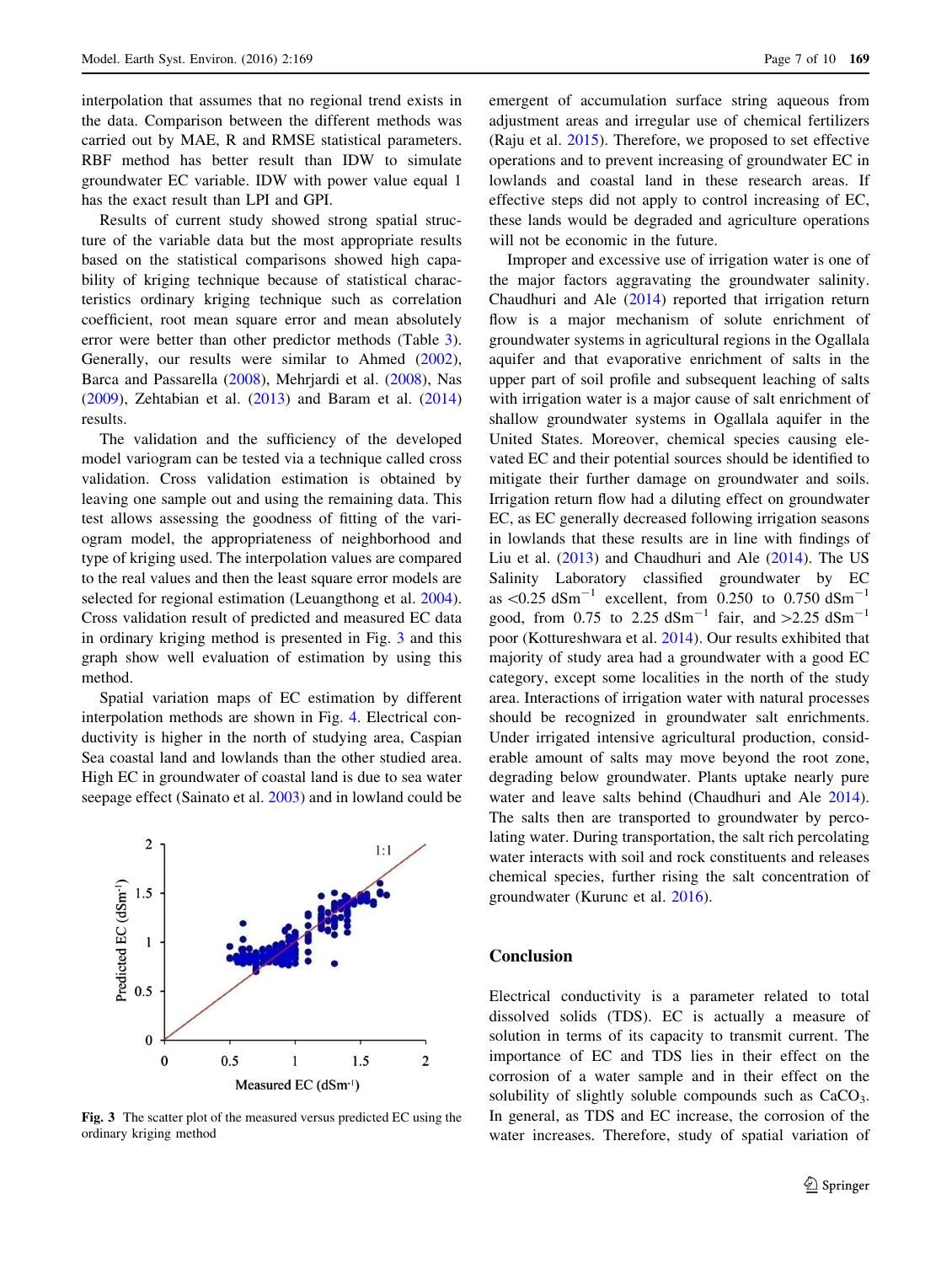interpolation that assumes that no regional trend exists in the data. Comparison between the different methods was carried out by MAE, R and RMSE statistical parameters. RBF method has better result than IDW to simulate groundwater EC variable. IDW with power value equal 1 has the exact result than LPI and GPI.

Results of current study showed strong spatial structure of the variable data but the most appropriate results based on the statistical comparisons showed high capability of kriging technique because of statistical characteristics ordinary kriging technique such as correlation coefficient, root mean square error and mean absolutely error were better than other predictor methods (Table 3). Generally, our results were similar to Ahmed (2002), Barca and Passarella (2008), Mehrjardi et al. (2008), Nas (2009), Zehtabian et al. (2013) and Baram et al. (2014) results.

The validation and the sufficiency of the developed model variogram can be tested via a technique called cross validation. Cross validation estimation is obtained by leaving one sample out and using the remaining data. This test allows assessing the goodness of fitting of the variogram model, the appropriateness of neighborhood and type of kriging used. The interpolation values are compared to the real values and then the least square error models are selected for regional estimation (Leuangthong et al. 2004). Cross validation result of predicted and measured EC data in ordinary kriging method is presented in Fig. 3 and this graph show well evaluation of estimation by using this method.

Spatial variation maps of EC estimation by different interpolation methods are shown in Fig. 4. Electrical conductivity is higher in the north of studying area, Caspian Sea coastal land and lowlands than the other studied area. High EC in groundwater of coastal land is due to sea water seepage effect (Sainato et al. 2003) and in lowland could be emergent of accumulation surface string aqueous from adjustment areas and irregular use of chemical fertilizers (Raju et al. 2015). Therefore, we proposed to set effective operations and to prevent increasing of groundwater EC in lowlands and coastal land in these research areas. If effective steps did not apply to control increasing of EC, these lands would be degraded and agriculture operations will not be economic in the future.

Fig. 3 The scatter plot of the measured versus predicted EC using the ordinary kriging method

Improper and excessive use of irrigation water is one of the major factors aggravating the groundwater salinity. Chaudhuri and Ale (2014) reported that irrigation return flow is a major mechanism of solute enrichment of groundwater systems in agricultural regions in the Ogallala aquifer and that evaporative enrichment of salts in the upper part of soil profile and subsequent leaching of salts with irrigation water is a major cause of salt enrichment of shallow groundwater systems in Ogallala aquifer in the United States. Moreover, chemical species causing elevated EC and their potential sources should be identified to mitigate their further damage on groundwater and soils. Irrigation return flow had a diluting effect on groundwater EC, as EC generally decreased following irrigation seasons in lowlands that these results are in line with findings of Liu et al. (2013) and Chaudhuri and Ale (2014). The US Salinity Laboratory classified groundwater by EC as <0.25 $dSm^{-1}$ excellent, from 0.250 to 0.750 $dSm^{-1}$ good, from 0.75 to 2.25 $dSm^{-1}$ fair, and >2.25 $dSm^{-1}$ poor (Kottureshwara et al. 2014). Our results exhibited that majority of study area had a groundwater with a good EC category, except some localities in the north of the study area. Interactions of irrigation water with natural processes should be recognized in groundwater salt enrichments. Under irrigated intensive agricultural production, considerable amount of salts may move beyond the root zone, degrading below groundwater. Plants uptake nearly pure water and leave salts behind (Chaudhuri and Ale 2014). The salts then are transported to groundwater by percolating water. During transportation, the salt rich percolating water interacts with soil and rock constituents and releases chemical species, further rising the salt concentration of groundwater (Kurunc et al. 2016).

## Conclusion

Electrical conductivity is a parameter related to total dissolved solids (TDS). EC is actually a measure of solution in terms of its capacity to transmit current. The importance of EC and TDS lies in their effect on the corrosion of a water sample and in their effect on the solubility of slightly soluble compounds such as $CaCO_3$. In general, as TDS and EC increase, the corrosion of the water increases. Therefore, study of spatial variation of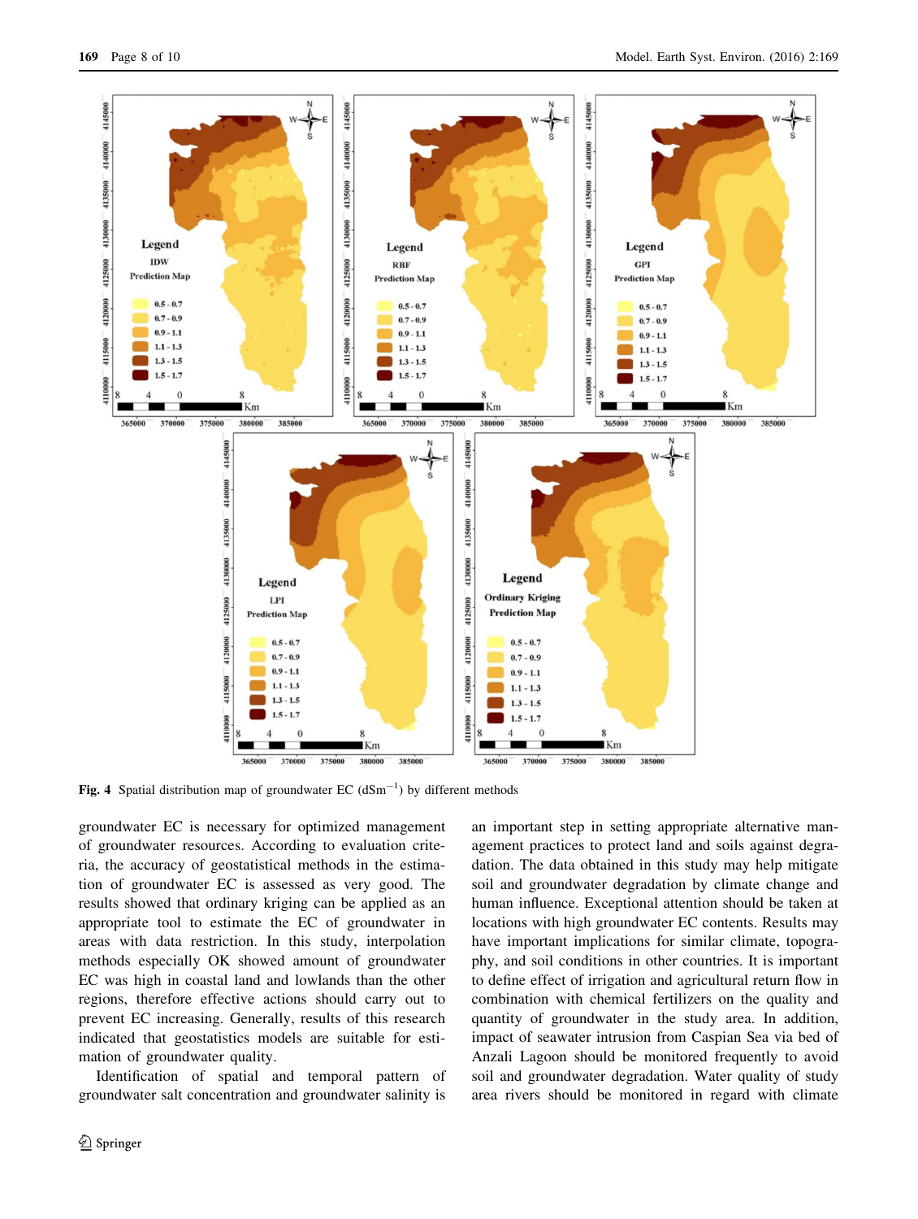**Fig. 4** Spatial distribution map of groundwater EC ($dSm^{-1}$) by different methods

groundwater EC is necessary for optimized management of groundwater resources. According to evaluation criteria, the accuracy of geostatistical methods in the estimation of groundwater EC is assessed as very good. The results showed that ordinary kriging can be applied as an appropriate tool to estimate the EC of groundwater in areas with data restriction. In this study, interpolation methods especially OK showed amount of groundwater EC was high in coastal land and lowlands than the other regions, therefore effective actions should carry out to prevent EC increasing. Generally, results of this research indicated that geostatistics models are suitable for estimation of groundwater quality.

Identification of spatial and temporal pattern of groundwater salt concentration and groundwater salinity is an important step in setting appropriate alternative management practices to protect land and soils against degradation. The data obtained in this study may help mitigate soil and groundwater degradation by climate change and human influence. Exceptional attention should be taken at locations with high groundwater EC contents. Results may have important implications for similar climate, topography, and soil conditions in other countries. It is important to define effect of irrigation and agricultural return flow in combination with chemical fertilizers on the quality and quantity of groundwater in the study area. In addition, impact of seawater intrusion from Caspian Sea via bed of Anzali Lagoon should be monitored frequently to avoid soil and groundwater degradation. Water quality of study area rivers should be monitored in regard with climate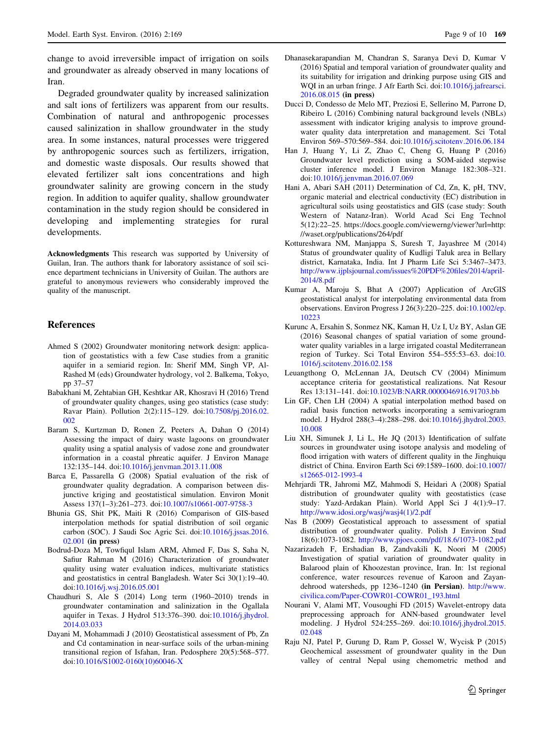change to avoid irreversible impact of irrigation on soils and groundwater as already observed in many locations of Iran.

Degraded groundwater quality by increased salinization and salt ions of fertilizers was apparent from our results. Combination of natural and anthropogenic processes caused salinization in shallow groundwater in the study area. In some instances, natural processes were triggered by anthropogenic sources such as fertilizers, irrigation, and domestic waste disposals. Our results showed that elevated fertilizer salt ions concentrations and high groundwater salinity are growing concern in the study region. In addition to aquifer quality, shallow groundwater contamination in the study region should be considered in developing and implementing strategies for rural developments.

**Acknowledgments** This research was supported by University of Guilan, Iran. The authors thank for laboratory assistance of soil science department technicians in University of Guilan. The authors are grateful to anonymous reviewers who considerably improved the quality of the manuscript.

## References

Ahmed S (2002) Groundwater monitoring network design: application of geostatistics with a few Case studies from a granitic aquifer in a semiarid region. In: Sherif MM, Singh VP, Al-Rashed M (eds) Groundwater hydrology, vol 2. Balkema, Tokyo, pp 37–57

Babakhani M, Zehtabian GH, Keshtkar AR, Khosravi H (2016) Trend of groundwater quality changes, using geo statistics (case study: Ravar Plain). Pollution 2(2):115–129. doi:10.7508/pj.2016.02.002

Baram S, Kurtzman D, Ronen Z, Peeters A, Dahan O (2014) Assessing the impact of dairy waste lagoons on groundwater quality using a spatial analysis of vadose zone and groundwater information in a coastal phreatic aquifer. J Environ Manage 132:135–144. doi:10.1016/j.jenvman.2013.11.008

Barca E, Passarella G (2008) Spatial evaluation of the risk of groundwater quality degradation. A comparison between disjunctive kriging and geostatistical simulation. Environ Monit Assess 137(1–3):261–273. doi:10.1007/s10661-007-9758-3

Bhunia GS, Shit PK, Maiti R (2016) Comparison of GIS-based interpolation methods for spatial distribution of soil organic carbon (SOC). J Saudi Soc Agric Sci. doi:10.1016/j.jssas.2016.02.001 **(in press)**

Bodrud-Doza M, Towfiqul Islam ARM, Ahmed F, Das S, Saha N, Safiur Rahman M (2016) Characterization of groundwater quality using water evaluation indices, multivariate statistics and geostatistics in central Bangladesh. Water Sci 30(1):19–40. doi:10.1016/j.wsj.2016.05.001

Chaudhuri S, Ale S (2014) Long term (1960–2010) trends in groundwater contamination and salinization in the Ogallala aquifer in Texas. J Hydrol 513:376–390. doi:10.1016/j.jhydrol.2014.03.033

Dayani M, Mohammadi J (2010) Geostatistical assessment of Pb, Zn and Cd contamination in near-surface soils of the urban-mining transitional region of Isfahan, Iran. Pedosphere 20(5):568–577. doi:10.1016/S1002-0160(10)60046-X

Dhanasekarapandian M, Chandran S, Saranya Devi D, Kumar V (2016) Spatial and temporal variation of groundwater quality and its suitability for irrigation and drinking purpose using GIS and WQI in an urban fringe. J Afr Earth Sci. doi:10.1016/j.jafrearsci.2016.08.015 **(in press)**

Ducci D, Condesso de Melo MT, Preziosi E, Sellerino M, Parrone D, Ribeiro L (2016) Combining natural background levels (NBLs) assessment with indicator kriging analysis to improve groundwater quality data interpretation and management. Sci Total Environ 569–570:569–584. doi:10.1016/j.scitotenv.2016.06.184

Han J, Huang Y, Li Z, Zhao C, Cheng G, Huang P (2016) Groundwater level prediction using a SOM-aided stepwise cluster inference model. J Environ Manage 182:308–321. doi:10.1016/j.jenvman.2016.07.069

Hani A, Abari SAH (2011) Determination of Cd, Zn, K, pH, TNV, organic material and electrical conductivity (EC) distribution in agricultural soils using geostatistics and GIS (case study: South Western of Natanz-Iran). World Acad Sci Eng Technol 5(12):22–25. https://docs.google.com/viewerng/viewer?url=http://waset.org/publications/264/pdf

Kottureshwara NM, Manjappa S, Suresh T, Jayashree M (2014) Status of groundwater quality of Kudligi Taluk area in Bellary district, Karnataka, India. Int J Pharm Life Sci 5:3467–3473. http://www.ijplsjournal.com/issues%20PDF%20files/2014/april-2014/8.pdf

Kumar A, Maroju S, Bhat A (2007) Application of ArcGIS geostatistical analyst for interpolating environmental data from observations. Environ Progress J 26(3):220–225. doi:10.1002/ep.10223

Kurunc A, Ersahin S, Sonmez NK, Kaman H, Uz I, Uz BY, Aslan GE (2016) Seasonal changes of spatial variation of some groundwater quality variables in a large irrigated coastal Mediterranean region of Turkey. Sci Total Environ 554–555:53–63. doi:10.1016/j.scitotenv.2016.02.158

Leuangthong O, McLennan JA, Deutsch CV (2004) Minimum acceptance criteria for geostatistical realizations. Nat Resour Res 13:131–141. doi:10.1023/B:NARR.0000046916.91703.bb

Lin GF, Chen LH (2004) A spatial interpolation method based on radial basis function networks incorporating a semivariogram model. J Hydrol 288(3–4):288–298. doi:10.1016/j.jhydrol.2003.10.008

Liu XH, Simunek J, Li L, He JQ (2013) Identification of sulfate sources in groundwater using isotope analysis and modeling of flood irrigation with waters of different quality in the Jinghuiqu district of China. Environ Earth Sci 69:1589–1600. doi:10.1007/s12665-012-1993-4

Mehrjardi TR, Jahromi MZ, Mahmodi S, Heidari A (2008) Spatial distribution of groundwater quality with geostatistics (case study: Yazd-Ardakan Plain). World Appl Sci J 4(1):9–17. http://www.idosi.org/wasj/wasj4(1)/2.pdf

Nas B (2009) Geostatistical approach to assessment of spatial distribution of groundwater quality. Polish J Environ Stud 18(6):1073-1082. http://www.pjoes.com/pdf/18.6/1073-1082.pdf

Nazarizadeh F, Ershadian B, Zandvakili K, Noori M (2005) Investigation of spatial variation of groundwater quality in Balarood plain of Khoozestan province, Iran. In: 1st regional conference, water resources revenue of Karoon and Zayandehrood watersheds, pp 1236–1240 **(in Persian)**. http://www.civilica.com/Paper-COWR01-COWR01_193.html

Nourani V, Alami MT, Vousoughi FD (2015) Wavelet-entropy data preprocessing approach for ANN-based groundwater level modeling. J Hydrol 524:255–269. doi:10.1016/j.jhydrol.2015.02.048

Raju NJ, Patel P, Gurung D, Ram P, Gossel W, Wycisk P (2015) Geochemical assessment of groundwater quality in the Dun valley of central Nepal using chemometric method and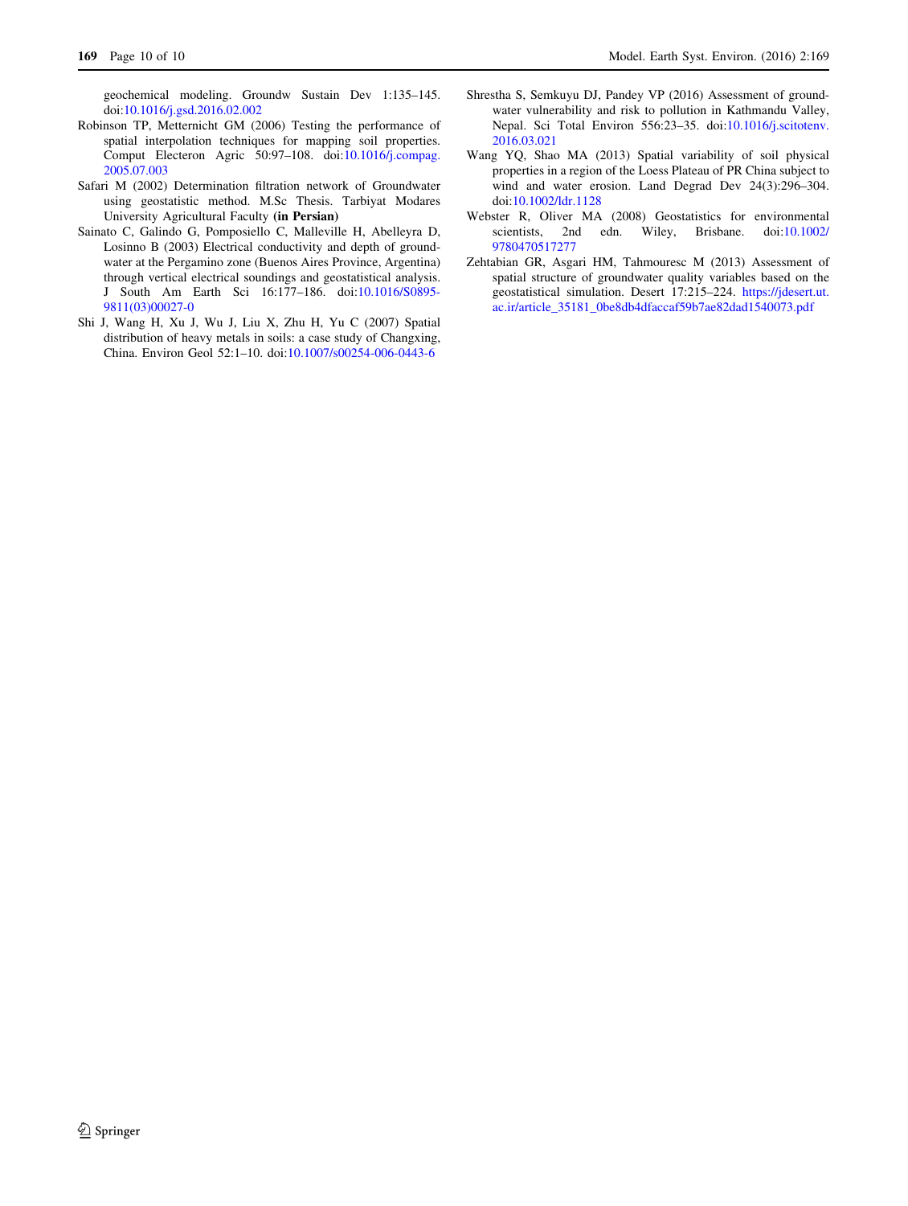geochemical modeling. Groundw Sustain Dev 1:135–145. doi:10.1016/j.gsd.2016.02.002

Robinson TP, Metternicht GM (2006) Testing the performance of spatial interpolation techniques for mapping soil properties. Comput Electeron Agric 50:97–108. doi:10.1016/j.compag.2005.07.003

Safari M (2002) Determination filtration network of Groundwater using geostatistic method. M.Sc Thesis. Tarbiyat Modares University Agricultural Faculty **(in Persian)**

Sainato C, Galindo G, Pomposiello C, Malleville H, Abelleyra D, Losinno B (2003) Electrical conductivity and depth of groundwater at the Pergamino zone (Buenos Aires Province, Argentina) through vertical electrical soundings and geostatistical analysis. J South Am Earth Sci 16:177–186. doi:10.1016/S0895-9811(03)00027-0

Shi J, Wang H, Xu J, Wu J, Liu X, Zhu H, Yu C (2007) Spatial distribution of heavy metals in soils: a case study of Changxing, China. Environ Geol 52:1–10. doi:10.1007/s00254-006-0443-6

Shrestha S, Semkuyu DJ, Pandey VP (2016) Assessment of groundwater vulnerability and risk to pollution in Kathmandu Valley, Nepal. Sci Total Environ 556:23–35. doi:10.1016/j.scitotenv.2016.03.021

Wang YQ, Shao MA (2013) Spatial variability of soil physical properties in a region of the Loess Plateau of PR China subject to wind and water erosion. Land Degrad Dev 24(3):296–304. doi:10.1002/ldr.1128

Webster R, Oliver MA (2008) Geostatistics for environmental scientists, 2nd edn. Wiley, Brisbane. doi:10.1002/9780470517277

Zehtabian GR, Asgari HM, Tahmouresc M (2013) Assessment of spatial structure of groundwater quality variables based on the geostatistical simulation. Desert 17:215–224. https://jdesert.ut.ac.ir/article_35181_0be8db4dfaccaf59b7ae82dad1540073.pdf